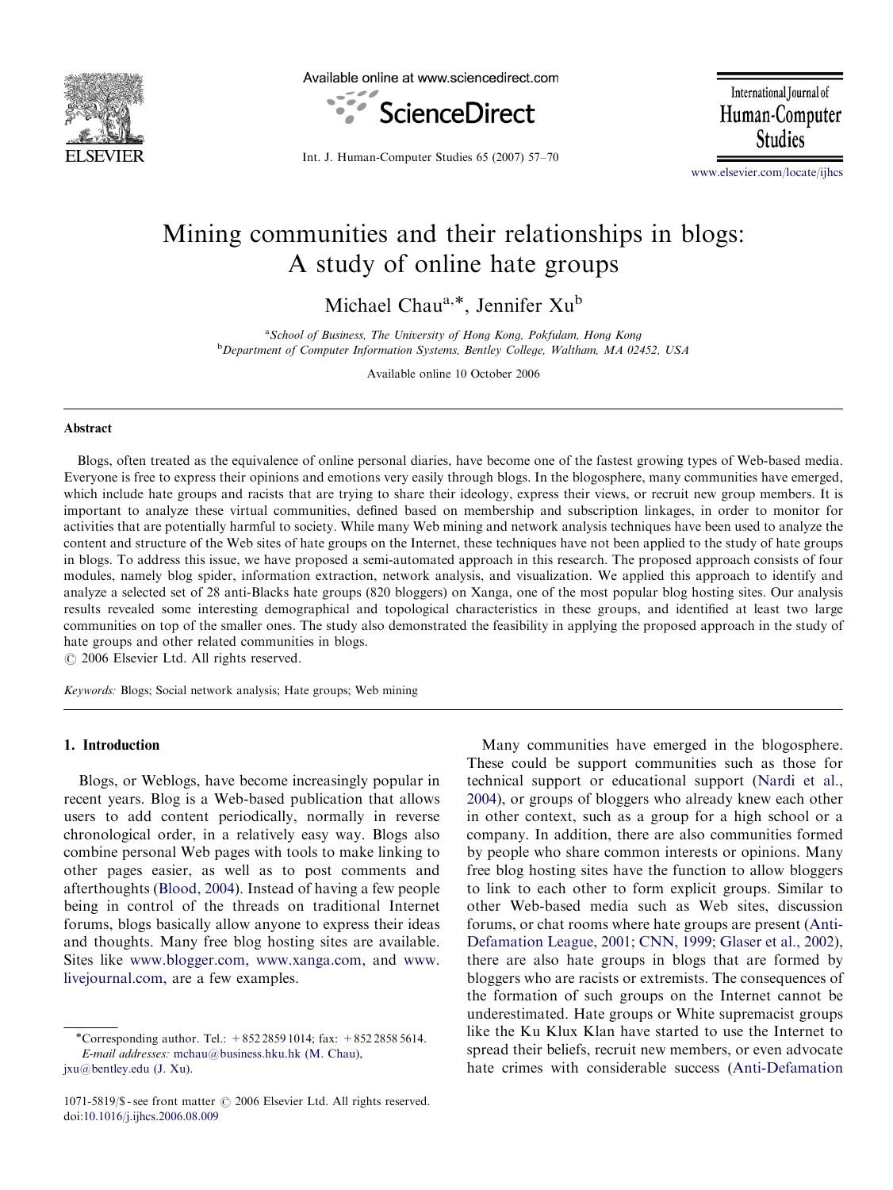# Mining communities and their relationships in blogs: A study of online hate groups

Michael Chau[a,*], Jennifer Xu[b]

[a]School of Business, The University of Hong Kong, Pokfulam, Hong Kong
[b]Department of Computer Information Systems, Bentley College, Waltham, MA 02452, USA

Available online 10 October 2006

## Abstract

Blogs, often treated as the equivalence of online personal diaries, have become one of the fastest growing types of Web-based media. Everyone is free to express their opinions and emotions very easily through blogs. In the blogosphere, many communities have emerged, which include hate groups and racists that are trying to share their ideology, express their views, or recruit new group members. It is important to analyze these virtual communities, defined based on membership and subscription linkages, in order to monitor for activities that are potentially harmful to society. While many Web mining and network analysis techniques have been used to analyze the content and structure of the Web sites of hate groups on the Internet, these techniques have not been applied to the study of hate groups in blogs. To address this issue, we have proposed a semi-automated approach in this research. The proposed approach consists of four modules, namely blog spider, information extraction, network analysis, and visualization. We applied this approach to identify and analyze a selected set of 28 anti-Blacks hate groups (820 bloggers) on Xanga, one of the most popular blog hosting sites. Our analysis results revealed some interesting demographical and topological characteristics in these groups, and identified at least two large communities on top of the smaller ones. The study also demonstrated the feasibility in applying the proposed approach in the study of hate groups and other related communities in blogs.
© 2006 Elsevier Ltd. All rights reserved.

*Keywords:* Blogs; Social network analysis; Hate groups; Web mining

## 1. Introduction

Blogs, or Weblogs, have become increasingly popular in recent years. Blog is a Web-based publication that allows users to add content periodically, normally in reverse chronological order, in a relatively easy way. Blogs also combine personal Web pages with tools to make linking to other pages easier, as well as to post comments and afterthoughts (Blood, 2004). Instead of having a few people being in control of the threads on traditional Internet forums, blogs basically allow anyone to express their ideas and thoughts. Many free blog hosting sites are available. Sites like www.blogger.com, www.xanga.com, and www.livejournal.com, are a few examples.

Many communities have emerged in the blogosphere. These could be support communities such as those for technical support or educational support (Nardi et al., 2004), or groups of bloggers who already knew each other in other context, such as a group for a high school or a company. In addition, there are also communities formed by people who share common interests or opinions. Many free blog hosting sites have the function to allow bloggers to link to each other to form explicit groups. Similar to other Web-based media such as Web sites, discussion forums, or chat rooms where hate groups are present (Anti-Defamation League, 2001; CNN, 1999; Glaser et al., 2002), there are also hate groups in blogs that are formed by bloggers who are racists or extremists. The consequences of the formation of such groups on the Internet cannot be underestimated. Hate groups or White supremacist groups like the Ku Klux Klan have started to use the Internet to spread their beliefs, recruit new members, or even advocate hate crimes with considerable success (Anti-Defamation

*Corresponding author. Tel.: +852 2859 1014; fax: +852 2858 5614.
*E-mail addresses:* mchau@business.hku.hk (M. Chau), jxu@bentley.edu (J. Xu).

1071-5819/$ - see front matter © 2006 Elsevier Ltd. All rights reserved.
doi:10.1016/j.ijhcs.2006.08.009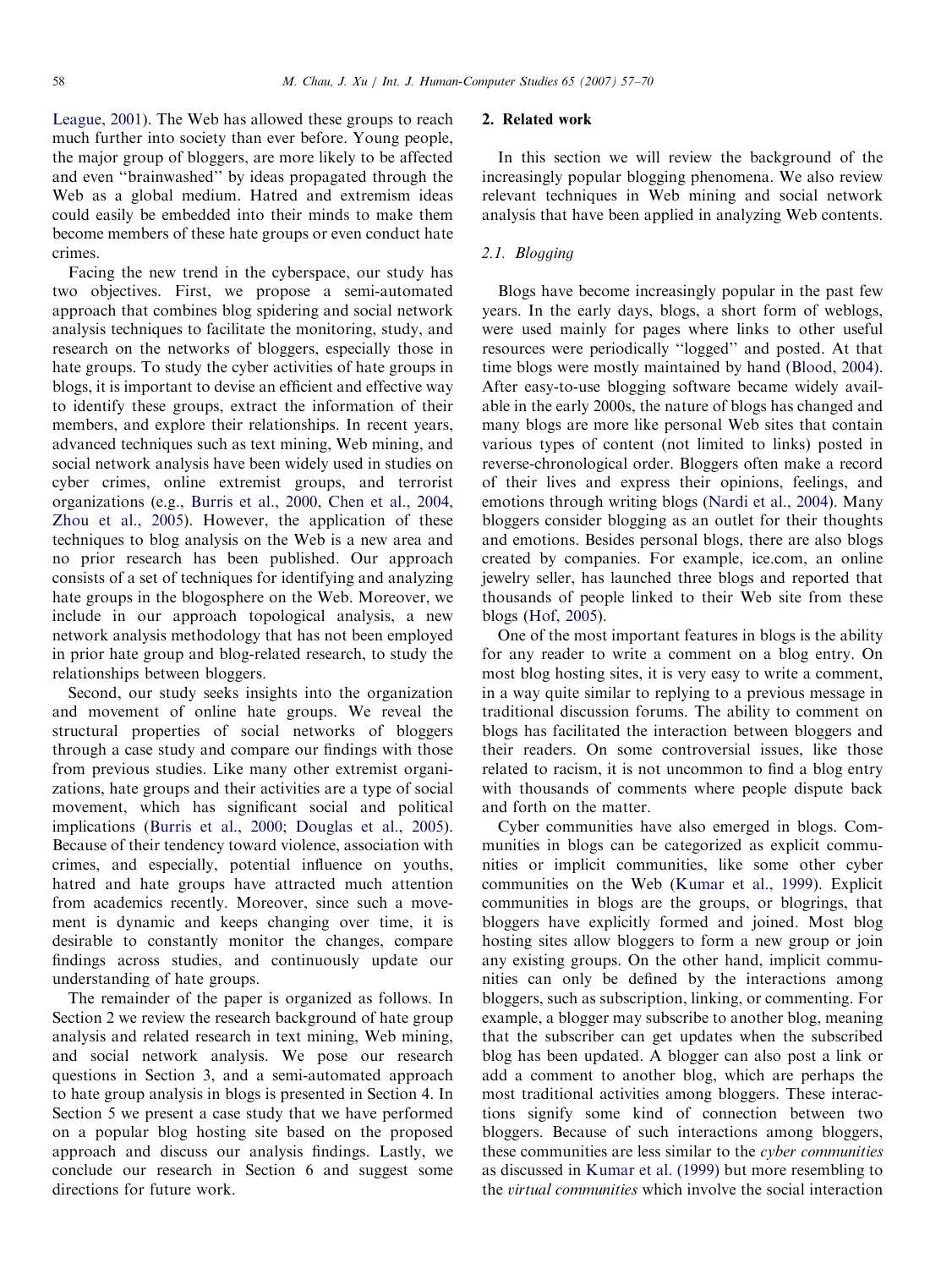League, 2001). The Web has allowed these groups to reach much further into society than ever before. Young people, the major group of bloggers, are more likely to be affected and even ''brainwashed'' by ideas propagated through the Web as a global medium. Hatred and extremism ideas could easily be embedded into their minds to make them become members of these hate groups or even conduct hate crimes.

Facing the new trend in the cyberspace, our study has two objectives. First, we propose a semi-automated approach that combines blog spidering and social network analysis techniques to facilitate the monitoring, study, and research on the networks of bloggers, especially those in hate groups. To study the cyber activities of hate groups in blogs, it is important to devise an efficient and effective way to identify these groups, extract the information of their members, and explore their relationships. In recent years, advanced techniques such as text mining, Web mining, and social network analysis have been widely used in studies on cyber crimes, online extremist groups, and terrorist organizations (e.g., Burris et al., 2000, Chen et al., 2004, Zhou et al., 2005). However, the application of these techniques to blog analysis on the Web is a new area and no prior research has been published. Our approach consists of a set of techniques for identifying and analyzing hate groups in the blogosphere on the Web. Moreover, we include in our approach topological analysis, a new network analysis methodology that has not been employed in prior hate group and blog-related research, to study the relationships between bloggers.

Second, our study seeks insights into the organization and movement of online hate groups. We reveal the structural properties of social networks of bloggers through a case study and compare our findings with those from previous studies. Like many other extremist organizations, hate groups and their activities are a type of social movement, which has significant social and political implications (Burris et al., 2000; Douglas et al., 2005). Because of their tendency toward violence, association with crimes, and especially, potential influence on youths, hatred and hate groups have attracted much attention from academics recently. Moreover, since such a movement is dynamic and keeps changing over time, it is desirable to constantly monitor the changes, compare findings across studies, and continuously update our understanding of hate groups.

The remainder of the paper is organized as follows. In Section 2 we review the research background of hate group analysis and related research in text mining, Web mining, and social network analysis. We pose our research questions in Section 3, and a semi-automated approach to hate group analysis in blogs is presented in Section 4. In Section 5 we present a case study that we have performed on a popular blog hosting site based on the proposed approach and discuss our analysis findings. Lastly, we conclude our research in Section 6 and suggest some directions for future work.

## 2. Related work

In this section we will review the background of the increasingly popular blogging phenomena. We also review relevant techniques in Web mining and social network analysis that have been applied in analyzing Web contents.

### 2.1. Blogging

Blogs have become increasingly popular in the past few years. In the early days, blogs, a short form of weblogs, were used mainly for pages where links to other useful resources were periodically ''logged'' and posted. At that time blogs were mostly maintained by hand (Blood, 2004). After easy-to-use blogging software became widely available in the early 2000s, the nature of blogs has changed and many blogs are more like personal Web sites that contain various types of content (not limited to links) posted in reverse-chronological order. Bloggers often make a record of their lives and express their opinions, feelings, and emotions through writing blogs (Nardi et al., 2004). Many bloggers consider blogging as an outlet for their thoughts and emotions. Besides personal blogs, there are also blogs created by companies. For example, ice.com, an online jewelry seller, has launched three blogs and reported that thousands of people linked to their Web site from these blogs (Hof, 2005).

One of the most important features in blogs is the ability for any reader to write a comment on a blog entry. On most blog hosting sites, it is very easy to write a comment, in a way quite similar to replying to a previous message in traditional discussion forums. The ability to comment on blogs has facilitated the interaction between bloggers and their readers. On some controversial issues, like those related to racism, it is not uncommon to find a blog entry with thousands of comments where people dispute back and forth on the matter.

Cyber communities have also emerged in blogs. Communities in blogs can be categorized as explicit communities or implicit communities, like some other cyber communities on the Web (Kumar et al., 1999). Explicit communities in blogs are the groups, or blogrings, that bloggers have explicitly formed and joined. Most blog hosting sites allow bloggers to form a new group or join any existing groups. On the other hand, implicit communities can only be defined by the interactions among bloggers, such as subscription, linking, or commenting. For example, a blogger may subscribe to another blog, meaning that the subscriber can get updates when the subscribed blog has been updated. A blogger can also post a link or add a comment to another blog, which are perhaps the most traditional activities among bloggers. These interactions signify some kind of connection between two bloggers. Because of such interactions among bloggers, these communities are less similar to the *cyber communities* as discussed in Kumar et al. (1999) but more resembling to the *virtual communities* which involve the social interaction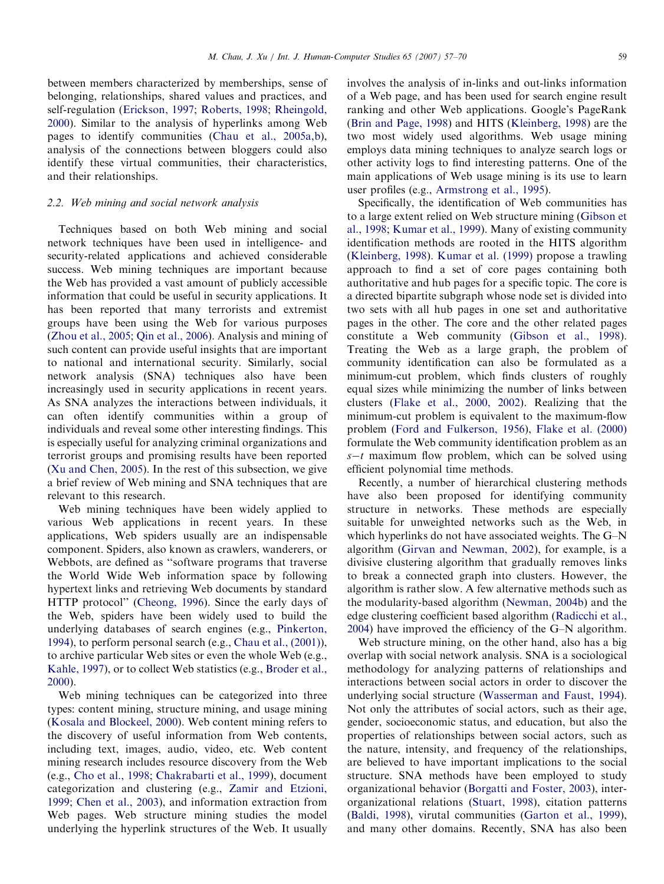between members characterized by memberships, sense of belonging, relationships, shared values and practices, and self-regulation (Erickson, 1997; Roberts, 1998; Rheingold, 2000). Similar to the analysis of hyperlinks among Web pages to identify communities (Chau et al., 2005a,b), analysis of the connections between bloggers could also identify these virtual communities, their characteristics, and their relationships.

### 2.2. Web mining and social network analysis

Techniques based on both Web mining and social network techniques have been used in intelligence- and security-related applications and achieved considerable success. Web mining techniques are important because the Web has provided a vast amount of publicly accessible information that could be useful in security applications. It has been reported that many terrorists and extremist groups have been using the Web for various purposes (Zhou et al., 2005; Qin et al., 2006). Analysis and mining of such content can provide useful insights that are important to national and international security. Similarly, social network analysis (SNA) techniques also have been increasingly used in security applications in recent years. As SNA analyzes the interactions between individuals, it can often identify communities within a group of individuals and reveal some other interesting findings. This is especially useful for analyzing criminal organizations and terrorist groups and promising results have been reported (Xu and Chen, 2005). In the rest of this subsection, we give a brief review of Web mining and SNA techniques that are relevant to this research.

Web mining techniques have been widely applied to various Web applications in recent years. In these applications, Web spiders usually are an indispensable component. Spiders, also known as crawlers, wanderers, or Webbots, are defined as "software programs that traverse the World Wide Web information space by following hypertext links and retrieving Web documents by standard HTTP protocol" (Cheong, 1996). Since the early days of the Web, spiders have been widely used to build the underlying databases of search engines (e.g., Pinkerton, 1994), to perform personal search (e.g., Chau et al., (2001)), to archive particular Web sites or even the whole Web (e.g., Kahle, 1997), or to collect Web statistics (e.g., Broder et al., 2000).

Web mining techniques can be categorized into three types: content mining, structure mining, and usage mining (Kosala and Blockeel, 2000). Web content mining refers to the discovery of useful information from Web contents, including text, images, audio, video, etc. Web content mining research includes resource discovery from the Web (e.g., Cho et al., 1998; Chakrabarti et al., 1999), document categorization and clustering (e.g., Zamir and Etzioni, 1999; Chen et al., 2003), and information extraction from Web pages. Web structure mining studies the model underlying the hyperlink structures of the Web. It usually involves the analysis of in-links and out-links information of a Web page, and has been used for search engine result ranking and other Web applications. Google's PageRank (Brin and Page, 1998) and HITS (Kleinberg, 1998) are the two most widely used algorithms. Web usage mining employs data mining techniques to analyze search logs or other activity logs to find interesting patterns. One of the main applications of Web usage mining is its use to learn user profiles (e.g., Armstrong et al., 1995).

Specifically, the identification of Web communities has to a large extent relied on Web structure mining (Gibson et al., 1998; Kumar et al., 1999). Many of existing community identification methods are rooted in the HITS algorithm (Kleinberg, 1998). Kumar et al. (1999) propose a trawling approach to find a set of core pages containing both authoritative and hub pages for a specific topic. The core is a directed bipartite subgraph whose node set is divided into two sets with all hub pages in one set and authoritative pages in the other. The core and the other related pages constitute a Web community (Gibson et al., 1998). Treating the Web as a large graph, the problem of community identification can also be formulated as a minimum-cut problem, which finds clusters of roughly equal sizes while minimizing the number of links between clusters (Flake et al., 2000, 2002). Realizing that the minimum-cut problem is equivalent to the maximum-flow problem (Ford and Fulkerson, 1956), Flake et al. (2000) formulate the Web community identification problem as an $s-t$ maximum flow problem, which can be solved using efficient polynomial time methods.

Recently, a number of hierarchical clustering methods have also been proposed for identifying community structure in networks. These methods are especially suitable for unweighted networks such as the Web, in which hyperlinks do not have associated weights. The G–N algorithm (Girvan and Newman, 2002), for example, is a divisive clustering algorithm that gradually removes links to break a connected graph into clusters. However, the algorithm is rather slow. A few alternative methods such as the modularity-based algorithm (Newman, 2004b) and the edge clustering coefficient based algorithm (Radicchi et al., 2004) have improved the efficiency of the G–N algorithm.

Web structure mining, on the other hand, also has a big overlap with social network analysis. SNA is a sociological methodology for analyzing patterns of relationships and interactions between social actors in order to discover the underlying social structure (Wasserman and Faust, 1994). Not only the attributes of social actors, such as their age, gender, socioeconomic status, and education, but also the properties of relationships between social actors, such as the nature, intensity, and frequency of the relationships, are believed to have important implications to the social structure. SNA methods have been employed to study organizational behavior (Borgatti and Foster, 2003), inter-organizational relations (Stuart, 1998), citation patterns (Baldi, 1998), virutal communities (Garton et al., 1999), and many other domains. Recently, SNA has also been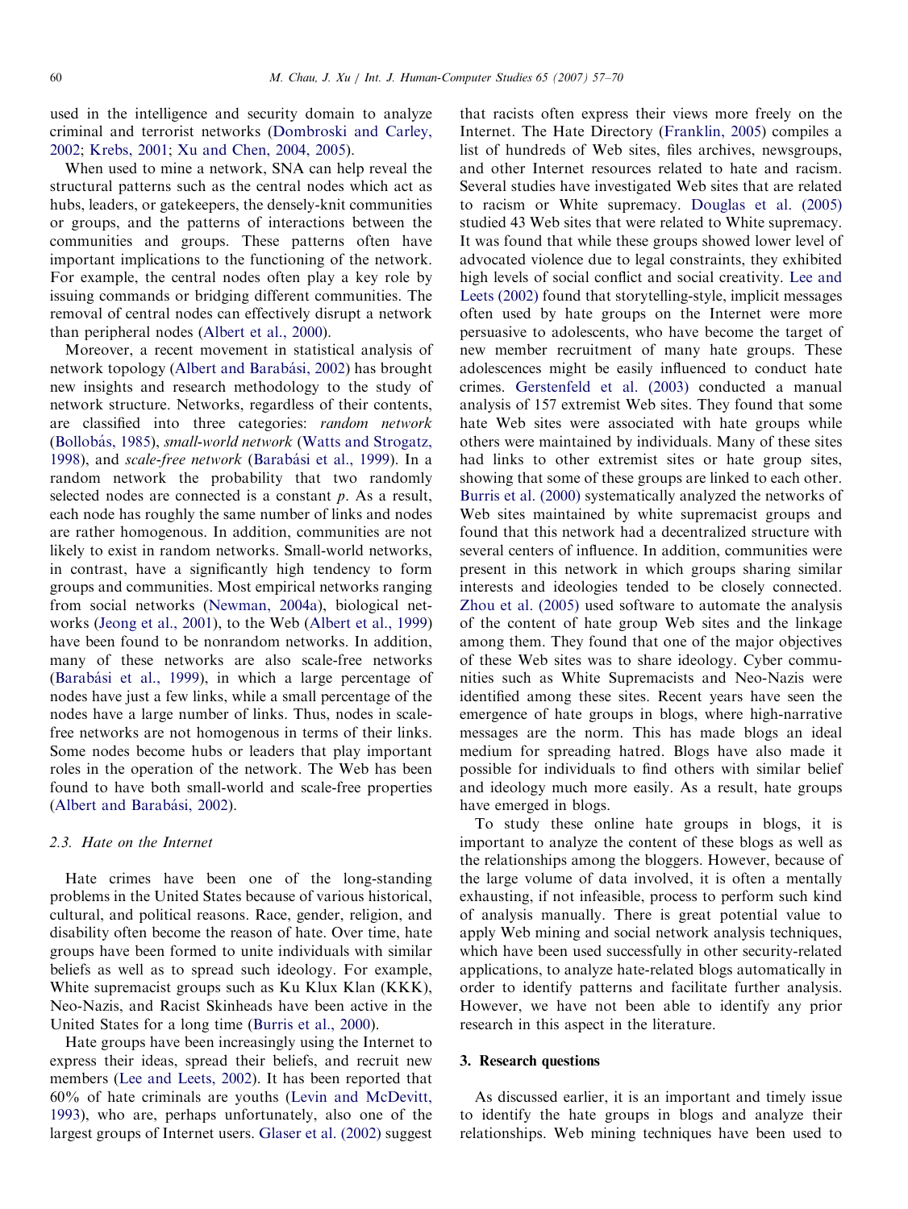used in the intelligence and security domain to analyze criminal and terrorist networks (Dombroski and Carley, 2002; Krebs, 2001; Xu and Chen, 2004, 2005).

When used to mine a network, SNA can help reveal the structural patterns such as the central nodes which act as hubs, leaders, or gatekeepers, the densely-knit communities or groups, and the patterns of interactions between the communities and groups. These patterns often have important implications to the functioning of the network. For example, the central nodes often play a key role by issuing commands or bridging different communities. The removal of central nodes can effectively disrupt a network than peripheral nodes (Albert et al., 2000).

Moreover, a recent movement in statistical analysis of network topology (Albert and Barabási, 2002) has brought new insights and research methodology to the study of network structure. Networks, regardless of their contents, are classified into three categories: *random network* (Bollobás, 1985), *small-world network* (Watts and Strogatz, 1998), and *scale-free network* (Barabási et al., 1999). In a random network the probability that two randomly selected nodes are connected is a constant $p$. As a result, each node has roughly the same number of links and nodes are rather homogenous. In addition, communities are not likely to exist in random networks. Small-world networks, in contrast, have a significantly high tendency to form groups and communities. Most empirical networks ranging from social networks (Newman, 2004a), biological networks (Jeong et al., 2001), to the Web (Albert et al., 1999) have been found to be nonrandom networks. In addition, many of these networks are also scale-free networks (Barabási et al., 1999), in which a large percentage of nodes have just a few links, while a small percentage of the nodes have a large number of links. Thus, nodes in scale-free networks are not homogenous in terms of their links. Some nodes become hubs or leaders that play important roles in the operation of the network. The Web has been found to have both small-world and scale-free properties (Albert and Barabási, 2002).

### 2.3. Hate on the Internet

Hate crimes have been one of the long-standing problems in the United States because of various historical, cultural, and political reasons. Race, gender, religion, and disability often become the reason of hate. Over time, hate groups have been formed to unite individuals with similar beliefs as well as to spread such ideology. For example, White supremacist groups such as Ku Klux Klan (KKK), Neo-Nazis, and Racist Skinheads have been active in the United States for a long time (Burris et al., 2000).

Hate groups have been increasingly using the Internet to express their ideas, spread their beliefs, and recruit new members (Lee and Leets, 2002). It has been reported that 60% of hate criminals are youths (Levin and McDevitt, 1993), who are, perhaps unfortunately, also one of the largest groups of Internet users. Glaser et al. (2002) suggest that racists often express their views more freely on the Internet. The Hate Directory (Franklin, 2005) compiles a list of hundreds of Web sites, files archives, newsgroups, and other Internet resources related to hate and racism. Several studies have investigated Web sites that are related to racism or White supremacy. Douglas et al. (2005) studied 43 Web sites that were related to White supremacy. It was found that while these groups showed lower level of advocated violence due to legal constraints, they exhibited high levels of social conflict and social creativity. Lee and Leets (2002) found that storytelling-style, implicit messages often used by hate groups on the Internet were more persuasive to adolescents, who have become the target of new member recruitment of many hate groups. These adolescences might be easily influenced to conduct hate crimes. Gerstenfeld et al. (2003) conducted a manual analysis of 157 extremist Web sites. They found that some hate Web sites were associated with hate groups while others were maintained by individuals. Many of these sites had links to other extremist sites or hate group sites, showing that some of these groups are linked to each other. Burris et al. (2000) systematically analyzed the networks of Web sites maintained by white supremacist groups and found that this network had a decentralized structure with several centers of influence. In addition, communities were present in this network in which groups sharing similar interests and ideologies tended to be closely connected. Zhou et al. (2005) used software to automate the analysis of the content of hate group Web sites and the linkage among them. They found that one of the major objectives of these Web sites was to share ideology. Cyber communities such as White Supremacists and Neo-Nazis were identified among these sites. Recent years have seen the emergence of hate groups in blogs, where high-narrative messages are the norm. This has made blogs an ideal medium for spreading hatred. Blogs have also made it possible for individuals to find others with similar belief and ideology much more easily. As a result, hate groups have emerged in blogs.

To study these online hate groups in blogs, it is important to analyze the content of these blogs as well as the relationships among the bloggers. However, because of the large volume of data involved, it is often a mentally exhausting, if not infeasible, process to perform such kind of analysis manually. There is great potential value to apply Web mining and social network analysis techniques, which have been used successfully in other security-related applications, to analyze hate-related blogs automatically in order to identify patterns and facilitate further analysis. However, we have not been able to identify any prior research in this aspect in the literature.

## 3. Research questions

As discussed earlier, it is an important and timely issue to identify the hate groups in blogs and analyze their relationships. Web mining techniques have been used to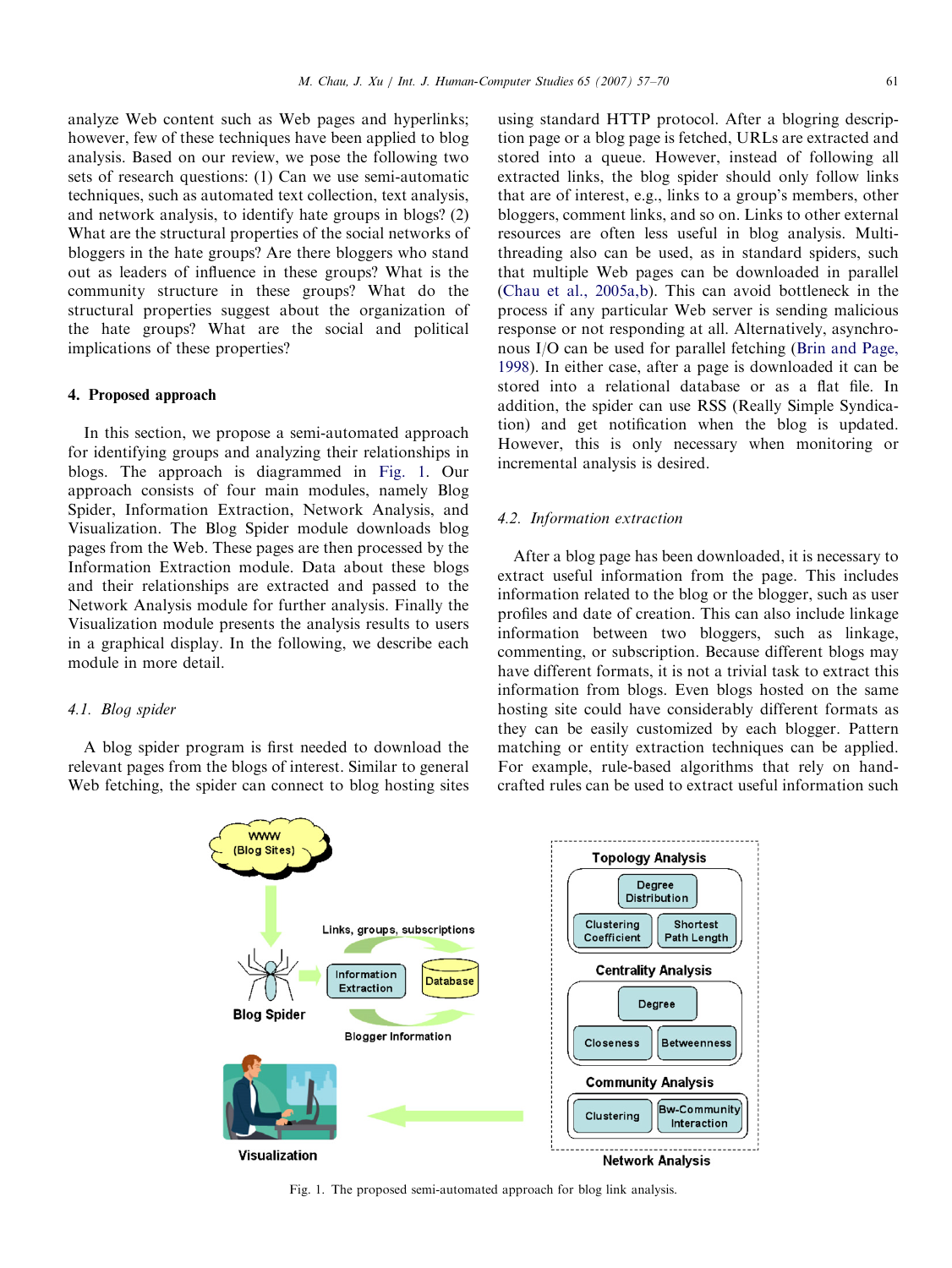analyze Web content such as Web pages and hyperlinks; however, few of these techniques have been applied to blog analysis. Based on our review, we pose the following two sets of research questions: (1) Can we use semi-automatic techniques, such as automated text collection, text analysis, and network analysis, to identify hate groups in blogs? (2) What are the structural properties of the social networks of bloggers in the hate groups? Are there bloggers who stand out as leaders of influence in these groups? What is the community structure in these groups? What do the structural properties suggest about the organization of the hate groups? What are the social and political implications of these properties?

## 4. Proposed approach

In this section, we propose a semi-automated approach for identifying groups and analyzing their relationships in blogs. The approach is diagrammed in Fig. 1. Our approach consists of four main modules, namely Blog Spider, Information Extraction, Network Analysis, and Visualization. The Blog Spider module downloads blog pages from the Web. These pages are then processed by the Information Extraction module. Data about these blogs and their relationships are extracted and passed to the Network Analysis module for further analysis. Finally the Visualization module presents the analysis results to users in a graphical display. In the following, we describe each module in more detail.

### *4.1. Blog spider*

A blog spider program is first needed to download the relevant pages from the blogs of interest. Similar to general Web fetching, the spider can connect to blog hosting sites using standard HTTP protocol. After a blogring description page or a blog page is fetched, URLs are extracted and stored into a queue. However, instead of following all extracted links, the blog spider should only follow links that are of interest, e.g., links to a group's members, other bloggers, comment links, and so on. Links to other external resources are often less useful in blog analysis. Multi-threading also can be used, as in standard spiders, such that multiple Web pages can be downloaded in parallel (Chau et al., 2005a,b). This can avoid bottleneck in the process if any particular Web server is sending malicious response or not responding at all. Alternatively, asynchronous I/O can be used for parallel fetching (Brin and Page, 1998). In either case, after a page is downloaded it can be stored into a relational database or as a flat file. In addition, the spider can use RSS (Really Simple Syndication) and get notification when the blog is updated. However, this is only necessary when monitoring or incremental analysis is desired.

### *4.2. Information extraction*

After a blog page has been downloaded, it is necessary to extract useful information from the page. This includes information related to the blog or the blogger, such as user profiles and date of creation. This can also include linkage information between two bloggers, such as linkage, commenting, or subscription. Because different blogs may have different formats, it is not a trivial task to extract this information from blogs. Even blogs hosted on the same hosting site could have considerably different formats as they can be easily customized by each blogger. Pattern matching or entity extraction techniques can be applied. For example, rule-based algorithms that rely on hand-crafted rules can be used to extract useful information such

WWW (Blog Sites)
Blog Spider
Links, groups, subscriptions
Information Extraction
Database
Blogger Information
Visualization
Topology Analysis
Degree Distribution
Clustering Coefficient
Shortest Path Length
Centrality Analysis
Degree
Closeness
Betweenness
Community Analysis
Clustering
Bw-Community Interaction
Network Analysis

Fig. 1. The proposed semi-automated approach for blog link analysis.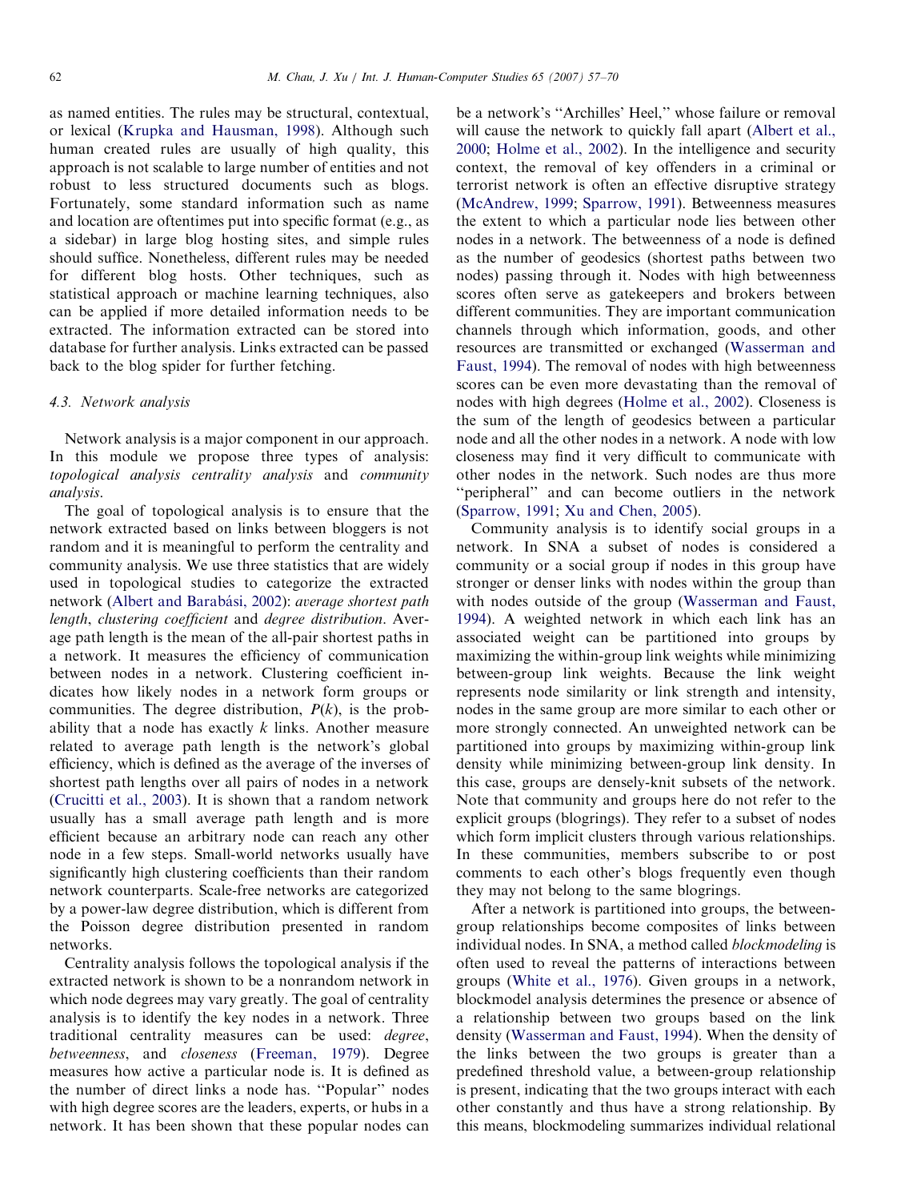as named entities. The rules may be structural, contextual, or lexical (Krupka and Hausman, 1998). Although such human created rules are usually of high quality, this approach is not scalable to large number of entities and not robust to less structured documents such as blogs. Fortunately, some standard information such as name and location are oftentimes put into specific format (e.g., as a sidebar) in large blog hosting sites, and simple rules should suffice. Nonetheless, different rules may be needed for different blog hosts. Other techniques, such as statistical approach or machine learning techniques, also can be applied if more detailed information needs to be extracted. The information extracted can be stored into database for further analysis. Links extracted can be passed back to the blog spider for further fetching.

### 4.3. Network analysis

Network analysis is a major component in our approach. In this module we propose three types of analysis: *topological analysis centrality analysis* and *community analysis*.

The goal of topological analysis is to ensure that the network extracted based on links between bloggers is not random and it is meaningful to perform the centrality and community analysis. We use three statistics that are widely used in topological studies to categorize the extracted network (Albert and Barabási, 2002): *average shortest path length*, *clustering coefficient* and *degree distribution*. Average path length is the mean of the all-pair shortest paths in a network. It measures the efficiency of communication between nodes in a network. Clustering coefficient indicates how likely nodes in a network form groups or communities. The degree distribution, $P(k)$, is the probability that a node has exactly $k$ links. Another measure related to average path length is the network's global efficiency, which is defined as the average of the inverses of shortest path lengths over all pairs of nodes in a network (Crucitti et al., 2003). It is shown that a random network usually has a small average path length and is more efficient because an arbitrary node can reach any other node in a few steps. Small-world networks usually have significantly high clustering coefficients than their random network counterparts. Scale-free networks are categorized by a power-law degree distribution, which is different from the Poisson degree distribution presented in random networks.

Centrality analysis follows the topological analysis if the extracted network is shown to be a nonrandom network in which node degrees may vary greatly. The goal of centrality analysis is to identify the key nodes in a network. Three traditional centrality measures can be used: *degree*, *betweenness*, and *closeness* (Freeman, 1979). Degree measures how active a particular node is. It is defined as the number of direct links a node has. "Popular" nodes with high degree scores are the leaders, experts, or hubs in a network. It has been shown that these popular nodes can be a network's "Archilles' Heel," whose failure or removal will cause the network to quickly fall apart (Albert et al., 2000; Holme et al., 2002). In the intelligence and security context, the removal of key offenders in a criminal or terrorist network is often an effective disruptive strategy (McAndrew, 1999; Sparrow, 1991). Betweenness measures the extent to which a particular node lies between other nodes in a network. The betweenness of a node is defined as the number of geodesics (shortest paths between two nodes) passing through it. Nodes with high betweenness scores often serve as gatekeepers and brokers between different communities. They are important communication channels through which information, goods, and other resources are transmitted or exchanged (Wasserman and Faust, 1994). The removal of nodes with high betweenness scores can be even more devastating than the removal of nodes with high degrees (Holme et al., 2002). Closeness is the sum of the length of geodesics between a particular node and all the other nodes in a network. A node with low closeness may find it very difficult to communicate with other nodes in the network. Such nodes are thus more "peripheral" and can become outliers in the network (Sparrow, 1991; Xu and Chen, 2005).

Community analysis is to identify social groups in a network. In SNA a subset of nodes is considered a community or a social group if nodes in this group have stronger or denser links with nodes within the group than with nodes outside of the group (Wasserman and Faust, 1994). A weighted network in which each link has an associated weight can be partitioned into groups by maximizing the within-group link weights while minimizing between-group link weights. Because the link weight represents node similarity or link strength and intensity, nodes in the same group are more similar to each other or more strongly connected. An unweighted network can be partitioned into groups by maximizing within-group link density while minimizing between-group link density. In this case, groups are densely-knit subsets of the network. Note that community and groups here do not refer to the explicit groups (blogrings). They refer to a subset of nodes which form implicit clusters through various relationships. In these communities, members subscribe to or post comments to each other's blogs frequently even though they may not belong to the same blogrings.

After a network is partitioned into groups, the between-group relationships become composites of links between individual nodes. In SNA, a method called *blockmodeling* is often used to reveal the patterns of interactions between groups (White et al., 1976). Given groups in a network, blockmodel analysis determines the presence or absence of a relationship between two groups based on the link density (Wasserman and Faust, 1994). When the density of the links between the two groups is greater than a predefined threshold value, a between-group relationship is present, indicating that the two groups interact with each other constantly and thus have a strong relationship. By this means, blockmodeling summarizes individual relational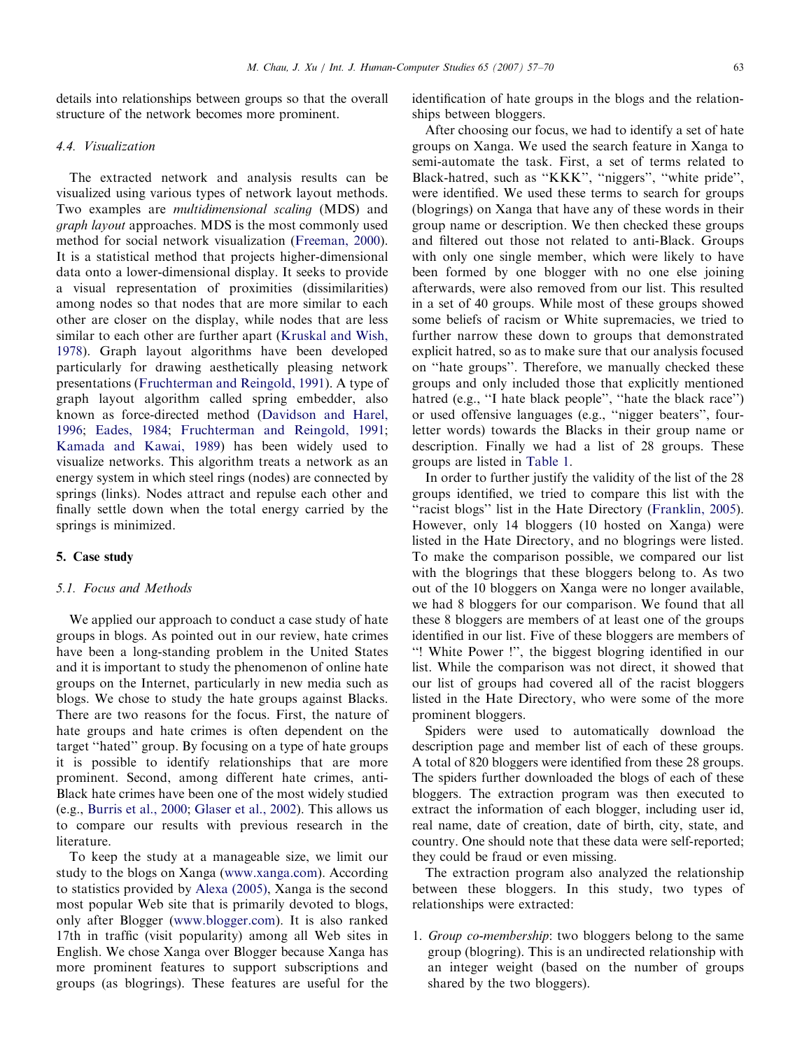details into relationships between groups so that the overall structure of the network becomes more prominent.

### 4.4. Visualization

The extracted network and analysis results can be visualized using various types of network layout methods. Two examples are *multidimensional scaling* (MDS) and *graph layout* approaches. MDS is the most commonly used method for social network visualization (Freeman, 2000). It is a statistical method that projects higher-dimensional data onto a lower-dimensional display. It seeks to provide a visual representation of proximities (dissimilarities) among nodes so that nodes that are more similar to each other are closer on the display, while nodes that are less similar to each other are further apart (Kruskal and Wish, 1978). Graph layout algorithms have been developed particularly for drawing aesthetically pleasing network presentations (Fruchterman and Reingold, 1991). A type of graph layout algorithm called spring embedder, also known as force-directed method (Davidson and Harel, 1996; Eades, 1984; Fruchterman and Reingold, 1991; Kamada and Kawai, 1989) has been widely used to visualize networks. This algorithm treats a network as an energy system in which steel rings (nodes) are connected by springs (links). Nodes attract and repulse each other and finally settle down when the total energy carried by the springs is minimized.

## 5. Case study

### 5.1. Focus and Methods

We applied our approach to conduct a case study of hate groups in blogs. As pointed out in our review, hate crimes have been a long-standing problem in the United States and it is important to study the phenomenon of online hate groups on the Internet, particularly in new media such as blogs. We chose to study the hate groups against Blacks. There are two reasons for the focus. First, the nature of hate groups and hate crimes is often dependent on the target "hated" group. By focusing on a type of hate groups it is possible to identify relationships that are more prominent. Second, among different hate crimes, anti-Black hate crimes have been one of the most widely studied (e.g., Burris et al., 2000; Glaser et al., 2002). This allows us to compare our results with previous research in the literature.

To keep the study at a manageable size, we limit our study to the blogs on Xanga (www.xanga.com). According to statistics provided by Alexa (2005), Xanga is the second most popular Web site that is primarily devoted to blogs, only after Blogger (www.blogger.com). It is also ranked 17th in traffic (visit popularity) among all Web sites in English. We chose Xanga over Blogger because Xanga has more prominent features to support subscriptions and groups (as blogrings). These features are useful for the identification of hate groups in the blogs and the relationships between bloggers.

After choosing our focus, we had to identify a set of hate groups on Xanga. We used the search feature in Xanga to semi-automate the task. First, a set of terms related to Black-hatred, such as "KKK", "niggers", "white pride", were identified. We used these terms to search for groups (blogrings) on Xanga that have any of these words in their group name or description. We then checked these groups and filtered out those not related to anti-Black. Groups with only one single member, which were likely to have been formed by one blogger with no one else joining afterwards, were also removed from our list. This resulted in a set of 40 groups. While most of these groups showed some beliefs of racism or White supremacies, we tried to further narrow these down to groups that demonstrated explicit hatred, so as to make sure that our analysis focused on "hate groups". Therefore, we manually checked these groups and only included those that explicitly mentioned hatred (e.g., "I hate black people", "hate the black race") or used offensive languages (e.g., "nigger beaters", four-letter words) towards the Blacks in their group name or description. Finally we had a list of 28 groups. These groups are listed in Table 1.

In order to further justify the validity of the list of the 28 groups identified, we tried to compare this list with the "racist blogs" list in the Hate Directory (Franklin, 2005). However, only 14 bloggers (10 hosted on Xanga) were listed in the Hate Directory, and no blogrings were listed. To make the comparison possible, we compared our list with the blogrings that these bloggers belong to. As two out of the 10 bloggers on Xanga were no longer available, we had 8 bloggers for our comparison. We found that all these 8 bloggers are members of at least one of the groups identified in our list. Five of these bloggers are members of "! White Power !", the biggest blogring identified in our list. While the comparison was not direct, it showed that our list of groups had covered all of the racist bloggers listed in the Hate Directory, who were some of the more prominent bloggers.

Spiders were used to automatically download the description page and member list of each of these groups. A total of 820 bloggers were identified from these 28 groups. The spiders further downloaded the blogs of each of these bloggers. The extraction program was then executed to extract the information of each blogger, including user id, real name, date of creation, date of birth, city, state, and country. One should note that these data were self-reported; they could be fraud or even missing.

The extraction program also analyzed the relationship between these bloggers. In this study, two types of relationships were extracted:

1. *Group co-membership*: two bloggers belong to the same group (blogring). This is an undirected relationship with an integer weight (based on the number of groups shared by the two bloggers).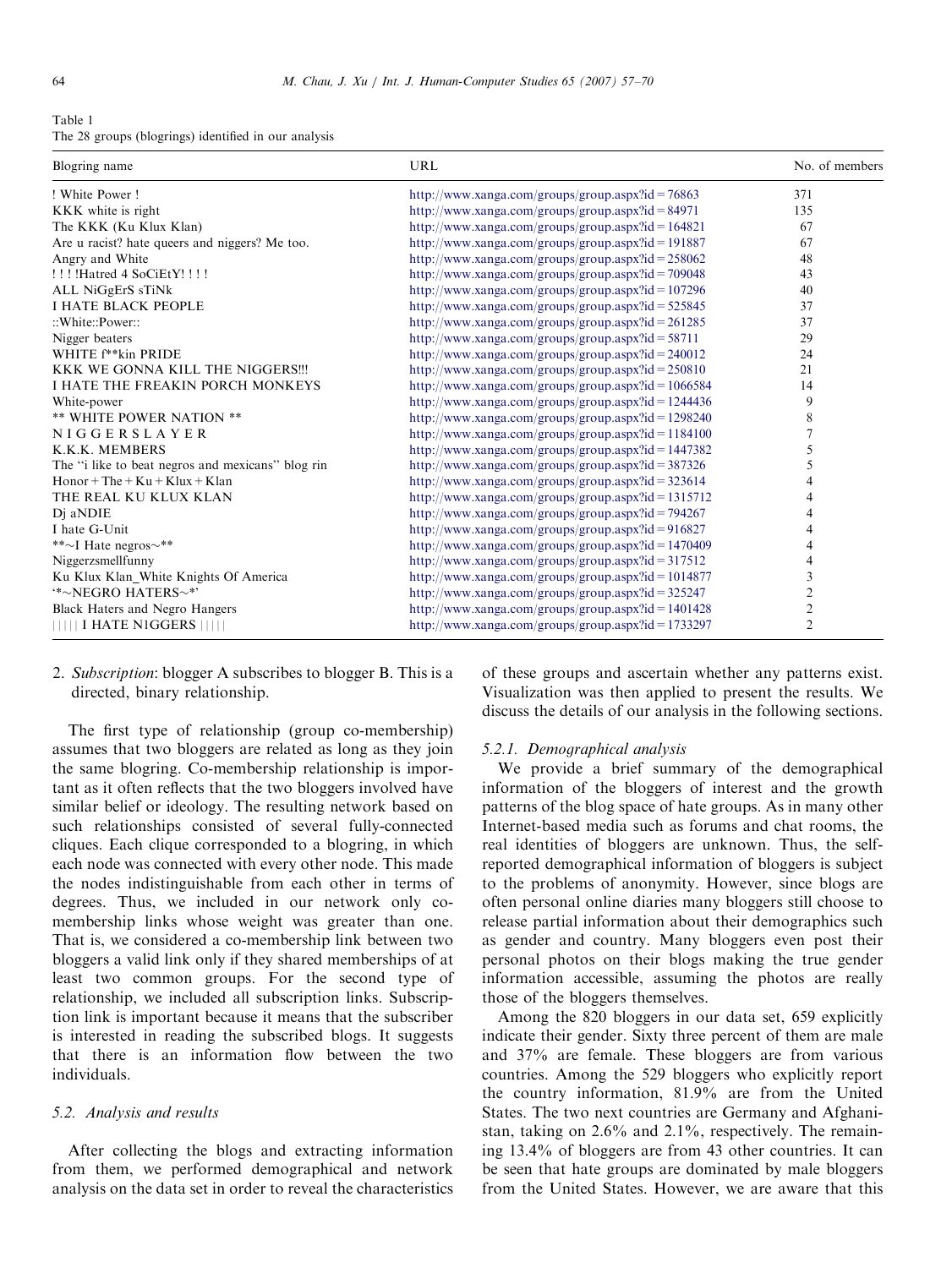Table 1
The 28 groups (blogrings) identified in our analysis

| Blogring name | URL | No. of members |
|---|---|---|
| ! White Power ! | http://www.xanga.com/groups/group.aspx?id = 76863 | 371 |
| KKK white is right | http://www.xanga.com/groups/group.aspx?id = 84971 | 135 |
| The KKK (Ku Klux Klan) | http://www.xanga.com/groups/group.aspx?id = 164821 | 67 |
| Are u racist? hate queers and niggers? Me too. | http://www.xanga.com/groups/group.aspx?id = 191887 | 67 |
| Angry and White | http://www.xanga.com/groups/group.aspx?id = 258062 | 48 |
| ! ! ! !Hatred 4 SoCiEtY! ! ! ! | http://www.xanga.com/groups/group.aspx?id = 709048 | 43 |
| ALL NiGgErS sTiNk | http://www.xanga.com/groups/group.aspx?id = 107296 | 40 |
| I HATE BLACK PEOPLE | http://www.xanga.com/groups/group.aspx?id = 525845 | 37 |
| ::White::Power:: | http://www.xanga.com/groups/group.aspx?id = 261285 | 37 |
| Nigger beaters | http://www.xanga.com/groups/group.aspx?id = 58711 | 29 |
| WHITE f**kin PRIDE | http://www.xanga.com/groups/group.aspx?id = 240012 | 24 |
| KKK WE GONNA KILL THE NIGGERS!!! | http://www.xanga.com/groups/group.aspx?id = 250810 | 21 |
| I HATE THE FREAKIN PORCH MONKEYS | http://www.xanga.com/groups/group.aspx?id = 1066584 | 14 |
| White-power | http://www.xanga.com/groups/group.aspx?id = 1244436 | 9 |
| ** WHITE POWER NATION ** | http://www.xanga.com/groups/group.aspx?id = 1298240 | 8 |
| N I G G E R S L A Y E R | http://www.xanga.com/groups/group.aspx?id = 1184100 | 7 |
| K.K.K. MEMBERS | http://www.xanga.com/groups/group.aspx?id = 1447382 | 5 |
| The "i like to beat negros and mexicans" blog rin | http://www.xanga.com/groups/group.aspx?id = 387326 | 5 |
| Honor + The + Ku + Klux + Klan | http://www.xanga.com/groups/group.aspx?id = 323614 | 4 |
| THE REAL KU KLUX KLAN | http://www.xanga.com/groups/group.aspx?id = 1315712 | 4 |
| Dj aNDIE | http://www.xanga.com/groups/group.aspx?id = 794267 | 4 |
| I hate G-Unit | http://www.xanga.com/groups/group.aspx?id = 916827 | 4 |
| **~I Hate negros~** | http://www.xanga.com/groups/group.aspx?id = 1470409 | 4 |
| Niggerzsmellfunny | http://www.xanga.com/groups/group.aspx?id = 317512 | 4 |
| Ku Klux Klan_White Knights Of America | http://www.xanga.com/groups/group.aspx?id = 1014877 | 3 |
| '*~NEGRO HATERS~*' | http://www.xanga.com/groups/group.aspx?id = 325247 | 2 |
| Black Haters and Negro Hangers | http://www.xanga.com/groups/group.aspx?id = 1401428 | 2 |
| \|\|\|\|\| I HATE N1GGERS \|\|\|\|\| | http://www.xanga.com/groups/group.aspx?id = 1733297 | 2 |

2. *Subscription*: blogger A subscribes to blogger B. This is a directed, binary relationship.

The first type of relationship (group co-membership) assumes that two bloggers are related as long as they join the same blogring. Co-membership relationship is important as it often reflects that the two bloggers involved have similar belief or ideology. The resulting network based on such relationships consisted of several fully-connected cliques. Each clique corresponded to a blogring, in which each node was connected with every other node. This made the nodes indistinguishable from each other in terms of degrees. Thus, we included in our network only co-membership links whose weight was greater than one. That is, we considered a co-membership link between two bloggers a valid link only if they shared memberships of at least two common groups. For the second type of relationship, we included all subscription links. Subscription link is important because it means that the subscriber is interested in reading the subscribed blogs. It suggests that there is an information flow between the two individuals.

### 5.2. Analysis and results

After collecting the blogs and extracting information from them, we performed demographical and network analysis on the data set in order to reveal the characteristics of these groups and ascertain whether any patterns exist. Visualization was then applied to present the results. We discuss the details of our analysis in the following sections.

#### 5.2.1. Demographical analysis

We provide a brief summary of the demographical information of the bloggers of interest and the growth patterns of the blog space of hate groups. As in many other Internet-based media such as forums and chat rooms, the real identities of bloggers are unknown. Thus, the self-reported demographical information of bloggers is subject to the problems of anonymity. However, since blogs are often personal online diaries many bloggers still choose to release partial information about their demographics such as gender and country. Many bloggers even post their personal photos on their blogs making the true gender information accessible, assuming the photos are really those of the bloggers themselves.

Among the 820 bloggers in our data set, 659 explicitly indicate their gender. Sixty three percent of them are male and 37% are female. These bloggers are from various countries. Among the 529 bloggers who explicitly report the country information, 81.9% are from the United States. The two next countries are Germany and Afghanistan, taking on 2.6% and 2.1%, respectively. The remaining 13.4% of bloggers are from 43 other countries. It can be seen that hate groups are dominated by male bloggers from the United States. However, we are aware that this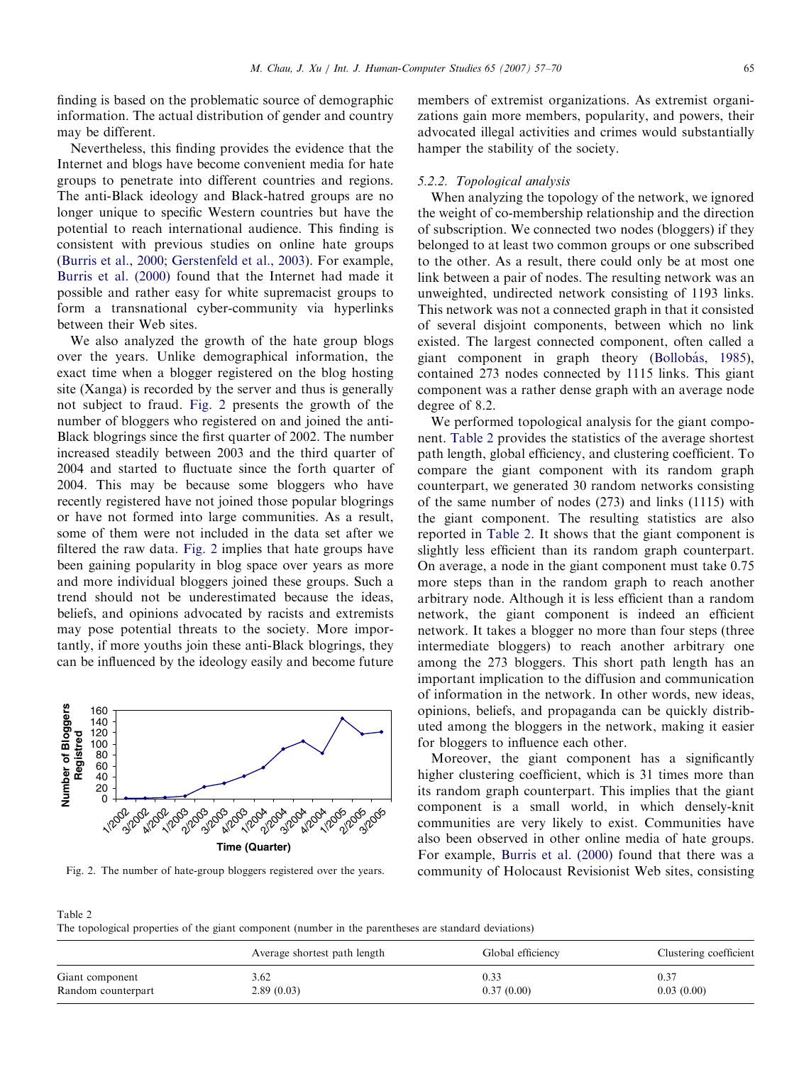finding is based on the problematic source of demographic information. The actual distribution of gender and country may be different.

Nevertheless, this finding provides the evidence that the Internet and blogs have become convenient media for hate groups to penetrate into different countries and regions. The anti-Black ideology and Black-hatred groups are no longer unique to specific Western countries but have the potential to reach international audience. This finding is consistent with previous studies on online hate groups (Burris et al., 2000; Gerstenfeld et al., 2003). For example, Burris et al. (2000) found that the Internet had made it possible and rather easy for white supremacist groups to form a transnational cyber-community via hyperlinks between their Web sites.

We also analyzed the growth of the hate group blogs over the years. Unlike demographical information, the exact time when a blogger registered on the blog hosting site (Xanga) is recorded by the server and thus is generally not subject to fraud. Fig. 2 presents the growth of the number of bloggers who registered on and joined the anti-Black blogrings since the first quarter of 2002. The number increased steadily between 2003 and the third quarter of 2004 and started to fluctuate since the forth quarter of 2004. This may be because some bloggers who have recently registered have not joined those popular blogrings or have not formed into large communities. As a result, some of them were not included in the data set after we filtered the raw data. Fig. 2 implies that hate groups have been gaining popularity in blog space over years as more and more individual bloggers joined these groups. Such a trend should not be underestimated because the ideas, beliefs, and opinions advocated by racists and extremists may pose potential threats to the society. More importantly, if more youths join these anti-Black blogrings, they can be influenced by the ideology easily and become future members of extremist organizations. As extremist organizations gain more members, popularity, and powers, their advocated illegal activities and crimes would substantially hamper the stability of the society.

Fig. 2. The number of hate-group bloggers registered over the years.

#### 5.2.2. Topological analysis

When analyzing the topology of the network, we ignored the weight of co-membership relationship and the direction of subscription. We connected two nodes (bloggers) if they belonged to at least two common groups or one subscribed to the other. As a result, there could only be at most one link between a pair of nodes. The resulting network was an unweighted, undirected network consisting of 1193 links. This network was not a connected graph in that it consisted of several disjoint components, between which no link existed. The largest connected component, often called a giant component in graph theory (Bollobás, 1985), contained 273 nodes connected by 1115 links. This giant component was a rather dense graph with an average node degree of 8.2.

We performed topological analysis for the giant component. Table 2 provides the statistics of the average shortest path length, global efficiency, and clustering coefficient. To compare the giant component with its random graph counterpart, we generated 30 random networks consisting of the same number of nodes (273) and links (1115) with the giant component. The resulting statistics are also reported in Table 2. It shows that the giant component is slightly less efficient than its random graph counterpart. On average, a node in the giant component must take 0.75 more steps than in the random graph to reach another arbitrary node. Although it is less efficient than a random network, the giant component is indeed an efficient network. It takes a blogger no more than four steps (three intermediate bloggers) to reach another arbitrary one among the 273 bloggers. This short path length has an important implication to the diffusion and communication of information in the network. In other words, new ideas, opinions, beliefs, and propaganda can be quickly distributed among the bloggers in the network, making it easier for bloggers to influence each other.

Moreover, the giant component has a significantly higher clustering coefficient, which is 31 times more than its random graph counterpart. This implies that the giant component is a small world, in which densely-knit communities are very likely to exist. Communities have also been observed in other online media of hate groups. For example, Burris et al. (2000) found that there was a community of Holocaust Revisionist Web sites, consisting

Table 2
The topological properties of the giant component (number in the parentheses are standard deviations)

| | Average shortest path length | Global efficiency | Clustering coefficient |
|---|---|---|---|
| Giant component | 3.62 | 0.33 | 0.37 |
| Random counterpart | 2.89 (0.03) | 0.37 (0.00) | 0.03 (0.00) |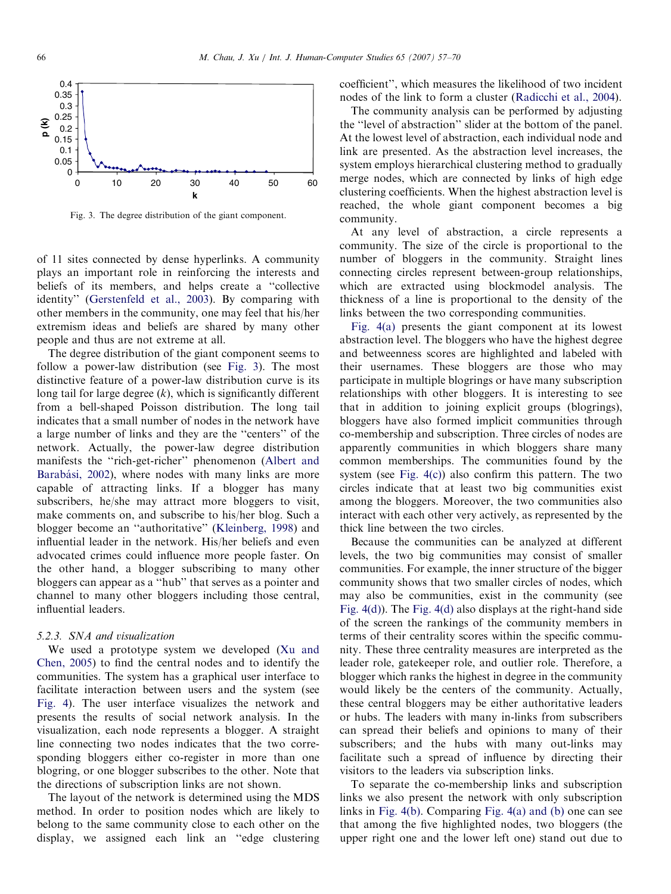0.4
0.35
0.3
0.25
0.2
0.15
0.1
0.05
0
p (k)
0 10 20 30 40 50 60
k

Fig. 3. The degree distribution of the giant component.

of 11 sites connected by dense hyperlinks. A community plays an important role in reinforcing the interests and beliefs of its members, and helps create a ''collective identity'' (Gerstenfeld et al., 2003). By comparing with other members in the community, one may feel that his/her extremism ideas and beliefs are shared by many other people and thus are not extreme at all.

The degree distribution of the giant component seems to follow a power-law distribution (see Fig. 3). The most distinctive feature of a power-law distribution curve is its long tail for large degree ($k$), which is significantly different from a bell-shaped Poisson distribution. The long tail indicates that a small number of nodes in the network have a large number of links and they are the ''centers'' of the network. Actually, the power-law degree distribution manifests the ''rich-get-richer'' phenomenon (Albert and Barabási, 2002), where nodes with many links are more capable of attracting links. If a blogger has many subscribers, he/she may attract more bloggers to visit, make comments on, and subscribe to his/her blog. Such a blogger become an ''authoritative'' (Kleinberg, 1998) and influential leader in the network. His/her beliefs and even advocated crimes could influence more people faster. On the other hand, a blogger subscribing to many other bloggers can appear as a ''hub'' that serves as a pointer and channel to many other bloggers including those central, influential leaders.

#### 5.2.3. SNA and visualization

We used a prototype system we developed (Xu and Chen, 2005) to find the central nodes and to identify the communities. The system has a graphical user interface to facilitate interaction between users and the system (see Fig. 4). The user interface visualizes the network and presents the results of social network analysis. In the visualization, each node represents a blogger. A straight line connecting two nodes indicates that the two corresponding bloggers either co-register in more than one blogring, or one blogger subscribes to the other. Note that the directions of subscription links are not shown.

The layout of the network is determined using the MDS method. In order to position nodes which are likely to belong to the same community close to each other on the display, we assigned each link an ''edge clustering coefficient'', which measures the likelihood of two incident nodes of the link to form a cluster (Radicchi et al., 2004).

The community analysis can be performed by adjusting the ''level of abstraction'' slider at the bottom of the panel. At the lowest level of abstraction, each individual node and link are presented. As the abstraction level increases, the system employs hierarchical clustering method to gradually merge nodes, which are connected by links of high edge clustering coefficients. When the highest abstraction level is reached, the whole giant component becomes a big community.

At any level of abstraction, a circle represents a community. The size of the circle is proportional to the number of bloggers in the community. Straight lines connecting circles represent between-group relationships, which are extracted using blockmodel analysis. The thickness of a line is proportional to the density of the links between the two corresponding communities.

Fig. 4(a) presents the giant component at its lowest abstraction level. The bloggers who have the highest degree and betweenness scores are highlighted and labeled with their usernames. These bloggers are those who may participate in multiple blogrings or have many subscription relationships with other bloggers. It is interesting to see that in addition to joining explicit groups (blogrings), bloggers have also formed implicit communities through co-membership and subscription. Three circles of nodes are apparently communities in which bloggers share many common memberships. The communities found by the system (see Fig. 4(c)) also confirm this pattern. The two circles indicate that at least two big communities exist among the bloggers. Moreover, the two communities also interact with each other very actively, as represented by the thick line between the two circles.

Because the communities can be analyzed at different levels, the two big communities may consist of smaller communities. For example, the inner structure of the bigger community shows that two smaller circles of nodes, which may also be communities, exist in the community (see Fig. 4(d)). The Fig. 4(d) also displays at the right-hand side of the screen the rankings of the community members in terms of their centrality scores within the specific community. These three centrality measures are interpreted as the leader role, gatekeeper role, and outlier role. Therefore, a blogger which ranks the highest in degree in the community would likely be the centers of the community. Actually, these central bloggers may be either authoritative leaders or hubs. The leaders with many in-links from subscribers can spread their beliefs and opinions to many of their subscribers; and the hubs with many out-links may facilitate such a spread of influence by directing their visitors to the leaders via subscription links.

To separate the co-membership links and subscription links we also present the network with only subscription links in Fig. 4(b). Comparing Fig. 4(a) and (b) one can see that among the five highlighted nodes, two bloggers (the upper right one and the lower left one) stand out due to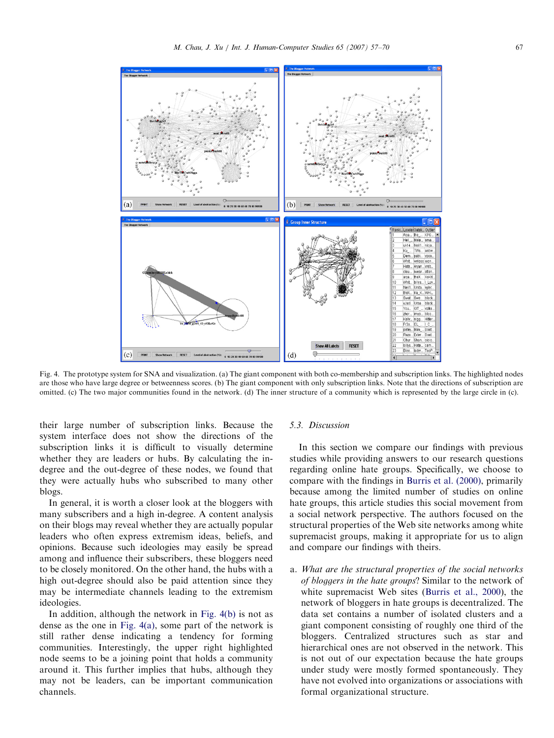Fig. 4. The prototype system for SNA and visualization. (a) The giant component with both co-membership and subscription links. The highlighted nodes are those who have large degree or betweenness scores. (b) The giant component with only subscription links. Note that the directions of subscription are omitted. (c) The two major communities found in the network. (d) The inner structure of a community which is represented by the large circle in (c).

their large number of subscription links. Because the system interface does not show the directions of the subscription links it is difficult to visually determine whether they are leaders or hubs. By calculating the in-degree and the out-degree of these nodes, we found that they were actually hubs who subscribed to many other blogs.

In general, it is worth a closer look at the bloggers with many subscribers and a high in-degree. A content analysis on their blogs may reveal whether they are actually popular leaders who often express extremism ideas, beliefs, and opinions. Because such ideologies may easily be spread among and influence their subscribers, these bloggers need to be closely monitored. On the other hand, the hubs with a high out-degree should also be paid attention since they may be intermediate channels leading to the extremism ideologies.

In addition, although the network in Fig. 4(b) is not as dense as the one in Fig. 4(a), some part of the network is still rather dense indicating a tendency for forming communities. Interestingly, the upper right highlighted node seems to be a joining point that holds a community around it. This further implies that hubs, although they may not be leaders, can be important communication channels.

### 5.3. Discussion

In this section we compare our findings with previous studies while providing answers to our research questions regarding online hate groups. Specifically, we choose to compare with the findings in Burris et al. (2000), primarily because among the limited number of studies on online hate groups, this article studies this social movement from a social network perspective. The authors focused on the structural properties of the Web site networks among white supremacist groups, making it appropriate for us to align and compare our findings with theirs.

a. *What are the structural properties of the social networks of bloggers in the hate groups*? Similar to the network of white supremacist Web sites (Burris et al., 2000), the network of bloggers in hate groups is decentralized. The data set contains a number of isolated clusters and a giant component consisting of roughly one third of the bloggers. Centralized structures such as star and hierarchical ones are not observed in the network. This is not out of our expectation because the hate groups under study were mostly formed spontaneously. They have not evolved into organizations or associations with formal organizational structure.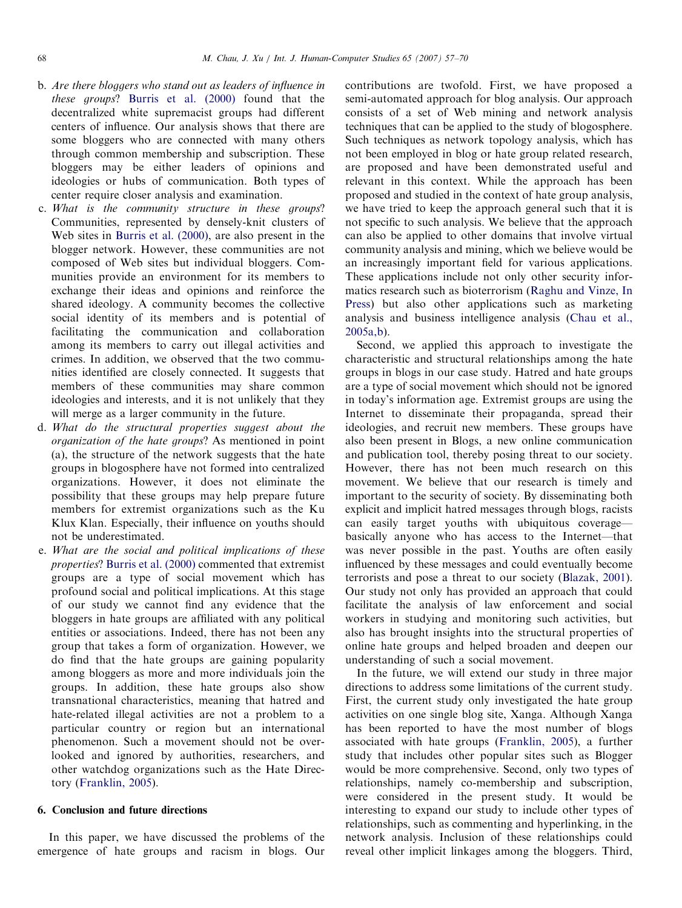b. *Are there bloggers who stand out as leaders of influence in these groups*? Burris et al. (2000) found that the decentralized white supremacist groups had different centers of influence. Our analysis shows that there are some bloggers who are connected with many others through common membership and subscription. These bloggers may be either leaders of opinions and ideologies or hubs of communication. Both types of center require closer analysis and examination.

c. *What is the community structure in these groups*? Communities, represented by densely-knit clusters of Web sites in Burris et al. (2000), are also present in the blogger network. However, these communities are not composed of Web sites but individual bloggers. Communities provide an environment for its members to exchange their ideas and opinions and reinforce the shared ideology. A community becomes the collective social identity of its members and is potential of facilitating the communication and collaboration among its members to carry out illegal activities and crimes. In addition, we observed that the two communities identified are closely connected. It suggests that members of these communities may share common ideologies and interests, and it is not unlikely that they will merge as a larger community in the future.

d. *What do the structural properties suggest about the organization of the hate groups*? As mentioned in point (a), the structure of the network suggests that the hate groups in blogosphere have not formed into centralized organizations. However, it does not eliminate the possibility that these groups may help prepare future members for extremist organizations such as the Ku Klux Klan. Especially, their influence on youths should not be underestimated.

e. *What are the social and political implications of these properties*? Burris et al. (2000) commented that extremist groups are a type of social movement which has profound social and political implications. At this stage of our study we cannot find any evidence that the bloggers in hate groups are affiliated with any political entities or associations. Indeed, there has not been any group that takes a form of organization. However, we do find that the hate groups are gaining popularity among bloggers as more and more individuals join the groups. In addition, these hate groups also show transnational characteristics, meaning that hatred and hate-related illegal activities are not a problem to a particular country or region but an international phenomenon. Such a movement should not be overlooked and ignored by authorities, researchers, and other watchdog organizations such as the Hate Directory (Franklin, 2005).

## 6. Conclusion and future directions

In this paper, we have discussed the problems of the emergence of hate groups and racism in blogs. Our contributions are twofold. First, we have proposed a semi-automated approach for blog analysis. Our approach consists of a set of Web mining and network analysis techniques that can be applied to the study of blogosphere. Such techniques as network topology analysis, which has not been employed in blog or hate group related research, are proposed and have been demonstrated useful and relevant in this context. While the approach has been proposed and studied in the context of hate group analysis, we have tried to keep the approach general such that it is not specific to such analysis. We believe that the approach can also be applied to other domains that involve virtual community analysis and mining, which we believe would be an increasingly important field for various applications. These applications include not only other security informatics research such as bioterrorism (Raghu and Vinze, In Press) but also other applications such as marketing analysis and business intelligence analysis (Chau et al., 2005a,b).

Second, we applied this approach to investigate the characteristic and structural relationships among the hate groups in blogs in our case study. Hatred and hate groups are a type of social movement which should not be ignored in today's information age. Extremist groups are using the Internet to disseminate their propaganda, spread their ideologies, and recruit new members. These groups have also been present in Blogs, a new online communication and publication tool, thereby posing threat to our society. However, there has not been much research on this movement. We believe that our research is timely and important to the security of society. By disseminating both explicit and implicit hatred messages through blogs, racists can easily target youths with ubiquitous coverage—basically anyone who has access to the Internet—that was never possible in the past. Youths are often easily influenced by these messages and could eventually become terrorists and pose a threat to our society (Blazak, 2001). Our study not only has provided an approach that could facilitate the analysis of law enforcement and social workers in studying and monitoring such activities, but also has brought insights into the structural properties of online hate groups and helped broaden and deepen our understanding of such a social movement.

In the future, we will extend our study in three major directions to address some limitations of the current study. First, the current study only investigated the hate group activities on one single blog site, Xanga. Although Xanga has been reported to have the most number of blogs associated with hate groups (Franklin, 2005), a further study that includes other popular sites such as Blogger would be more comprehensive. Second, only two types of relationships, namely co-membership and subscription, were considered in the present study. It would be interesting to expand our study to include other types of relationships, such as commenting and hyperlinking, in the network analysis. Inclusion of these relationships could reveal other implicit linkages among the bloggers. Third,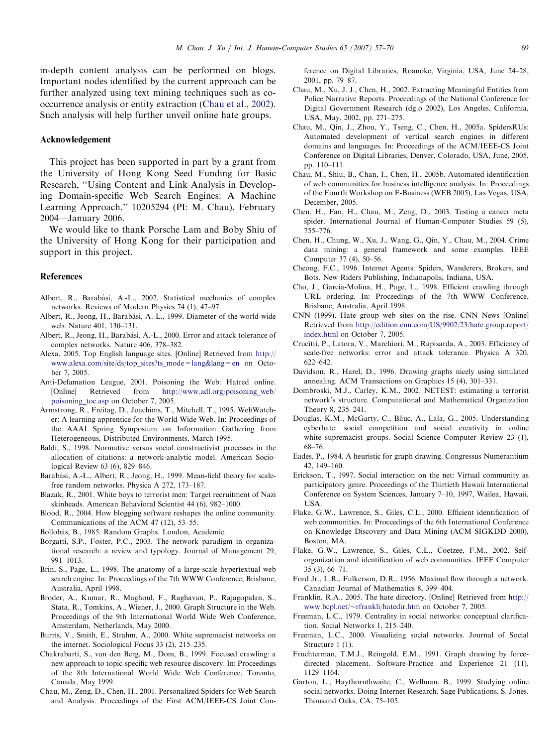in-depth content analysis can be performed on blogs. Important nodes identified by the current approach can be further analyzed using text mining techniques such as co-occurrence analysis or entity extraction (Chau et al., 2002). Such analysis will help further unveil online hate groups.

## Acknowledgement

This project has been supported in part by a grant from the University of Hong Kong Seed Funding for Basic Research, "Using Content and Link Analysis in Developing Domain-specific Web Search Engines: A Machine Learning Approach," 10205294 (PI: M. Chau), February 2004—January 2006.

We would like to thank Porsche Lam and Boby Shiu of the University of Hong Kong for their participation and support in this project.

## References

Albert, R., Barabási, A.-L., 2002. Statistical mechanics of complex networks. Reviews of Modern Physics 74 (1), 47–97.

Albert, R., Jeong, H., Barabási, A.-L., 1999. Diameter of the world-wide web. Nature 401, 130–131.

Albert, R., Jeong, H., Barabási, A.-L., 2000. Error and attack tolerance of complex networks. Nature 406, 378–382.

Alexa, 2005. Top English language sites. [Online] Retrieved from http://www.alexa.com/site/ds/top_sites?ts_mode=lang&lang=en on October 7, 2005.

Anti-Defamation League, 2001. Poisoning the Web: Hatred online. [Online] Retrieved from http://www.adl.org/poisoning_web/poisoning_toc.asp on October 7, 2005.

Armstrong, R., Freitag, D., Joachims, T., Mitchell, T., 1995. WebWatcher: A learning apprentice for the World Wide Web. In: Proceedings of the AAAI Spring Symposium on Information Gathering from Heterogeneous, Distributed Environments, March 1995.

Baldi, S., 1998. Normative versus social constructivist processes in the allocation of citations: a network-analytic model. American Sociological Review 63 (6), 829–846.

Barabási, A.-L., Albert, R., Jeong, H., 1999. Mean-field theory for scale-free random networks. Physica A 272, 173–187.

Blazak, R., 2001. White boys to terrorist men: Target recruitment of Nazi skinheads. American Behavioral Scientist 44 (6), 982–1000.

Blood, R., 2004. How blogging software reshapes the online community. Communications of the ACM 47 (12), 53–55.

Bollobás, B., 1985. Random Graphs. London, Academic.

Borgatti, S.P., Foster, P.C., 2003. The network paradigm in organizational research: a review and typology. Journal of Management 29, 991–1013.

Brin, S., Page, L., 1998. The anatomy of a large-scale hypertextual web search engine. In: Proceedings of the 7th WWW Conference, Brisbane, Australia, April 1998.

Broder, A., Kumar, R., Maghoul, F., Raghavan, P., Rajagopalan, S., Stata, R., Tomkins, A., Wiener, J., 2000. Graph Structure in the Web. Proceedings of the 9th International World Wide Web Conference, Amsterdam, Netherlands, May 2000.

Burris, V., Smith, E., Strahm, A., 2000. White supremacist networks on the internet. Sociological Focus 33 (2), 215–235.

Chakrabarti, S., van den Berg, M., Dom, B., 1999. Focused crawling: a new approach to topic-specific web resource discovery. In: Proceedings of the 8th International World Wide Web Conference, Toronto, Canada, May 1999.

Chau, M., Zeng, D., Chen, H., 2001. Personalized Spiders for Web Search and Analysis. Proceedings of the First ACM/IEEE-CS Joint Conference on Digital Libraries, Roanoke, Virginia, USA, June 24–28, 2001, pp. 79–87.

Chau, M., Xu, J. J., Chen, H., 2002. Extracting Meaningful Entities from Police Narrative Reports. Proceedings of the National Conference for Digital Government Research (dg.o 2002), Los Angeles, California, USA, May, 2002, pp. 271–275.

Chau, M., Qin, J., Zhou, Y., Tseng, C., Chen, H., 2005a. SpidersRUs: Automated development of vertical search engines in different domains and languages. In: Proceedings of the ACM/IEEE-CS Joint Conference on Digital Libraries, Denver, Colorado, USA, June, 2005, pp. 110–111.

Chau, M., Shiu, B., Chan, I., Chen, H., 2005b. Automated identification of web communities for business intelligence analysis. In: Proceedings of the Fourth Workshop on E-Business (WEB 2005), Las Vegas, USA, December, 2005.

Chen, H., Fan, H., Chau, M., Zeng, D., 2003. Testing a cancer meta spider. International Journal of Human-Computer Studies 59 (5), 755–776.

Chen, H., Chung, W., Xu, J., Wang, G., Qin, Y., Chau, M., 2004. Crime data mining: a general framework and some examples. IEEE Computer 37 (4), 50–56.

Cheong, F.C., 1996. Internet Agents: Spiders, Wanderers, Brokers, and Bots. New Riders Publishing, Indianapolis, Indiana, USA.

Cho, J., Garcia-Molina, H., Page, L., 1998. Efficient crawling through URL ordering. In: Proceedings of the 7th WWW Conference, Brisbane, Australia, April 1998.

CNN (1999). Hate group web sites on the rise. CNN News [Online] Retrieved from http://edition.cnn.com/US/9902/23/hate.group.report/index.html on October 7, 2005.

Crucitti, P., Latora, V., Marchiori, M., Rapisarda, A., 2003. Efficiency of scale-free networks: error and attack tolerance. Physica A 320, 622–642.

Davidson, R., Harel, D., 1996. Drawing graphs nicely using simulated annealing. ACM Transactions on Graphics 15 (4), 301–331.

Dombroski, M.J., Carley, K.M., 2002. NETEST: estimating a terrorist network's structure. Computational and Mathematical Organization Theory 8, 235–241.

Douglas, K.M., McGarty, C., Bliuc, A., Lala, G., 2005. Understanding cyberhate: social competition and social creativity in online white supremacist groups. Social Science Computer Review 23 (1), 68–76.

Eades, P., 1984. A heuristic for graph drawing. Congressus Numerantium 42, 149–160.

Erickson, T., 1997. Social interaction on the net: Virtual community as participatory genre. Proceedings of the Thirtieth Hawaii International Conference on System Sciences, January 7–10, 1997, Wailea, Hawaii, USA.

Flake, G.W., Lawrence, S., Giles, C.L., 2000. Efficient identification of web communities. In: Proceedings of the 6th International Conference on Knowledge Discovery and Data Mining (ACM SIGKDD 2000), Boston, MA.

Flake, G.W., Lawrence, S., Giles, C.L., Coetzee, F.M., 2002. Self-organization and identification of web communities. IEEE Computer 35 (3), 66–71.

Ford Jr., L.R., Fulkerson, D.R., 1956. Maximal flow through a network. Canadian Journal of Mathematics 8, 399–404.

Franklin, R.A., 2005. The hate directory. [Online] Retrieved from http://www.bcpl.net/~rfrankli/hatedir.htm on October 7, 2005.

Freeman, L.C., 1979. Centrality in social networks: conceptual clarification. Social Networks 1, 215–240.

Freeman, L.C., 2000. Visualizing social networks. Journal of Social Structure 1 (1).

Fruchterman, T.M.J., Reingold, E.M., 1991. Graph drawing by force-directed placement. Software-Practice and Experience 21 (11), 1129–1164.

Garton, L., Haythornthwaite, C., Wellman, B., 1999. Studying online social networks. Doing Internet Research. Sage Publications, S. Jones. Thousand Oaks, CA, 75–105.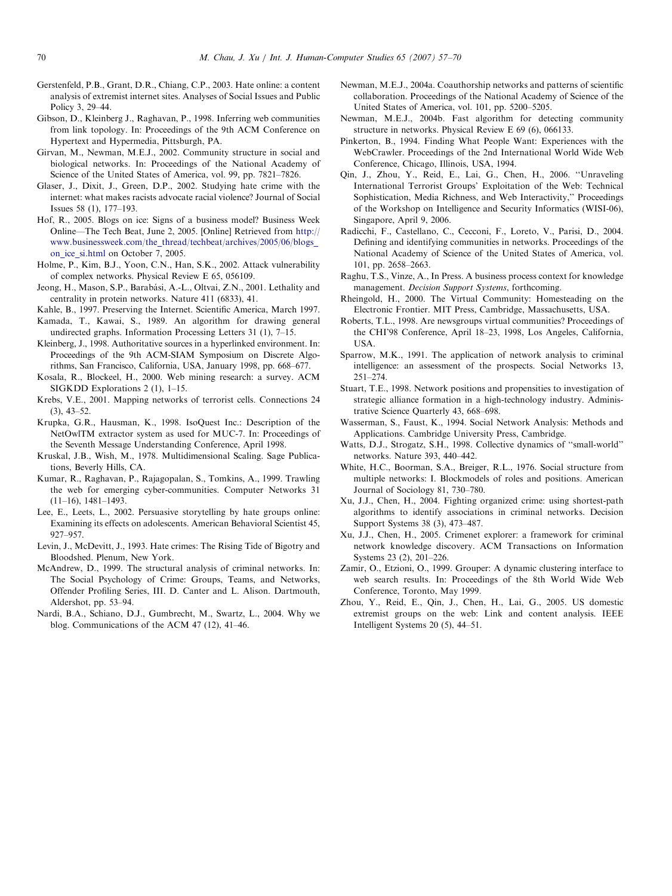Gerstenfeld, P.B., Grant, D.R., Chiang, C.P., 2003. Hate online: a content analysis of extremist internet sites. Analyses of Social Issues and Public Policy 3, 29–44.

Gibson, D., Kleinberg J., Raghavan, P., 1998. Inferring web communities from link topology. In: Proceedings of the 9th ACM Conference on Hypertext and Hypermedia, Pittsburgh, PA.

Girvan, M., Newman, M.E.J., 2002. Community structure in social and biological networks. In: Proceedings of the National Academy of Science of the United States of America, vol. 99, pp. 7821–7826.

Glaser, J., Dixit, J., Green, D.P., 2002. Studying hate crime with the internet: what makes racists advocate racial violence? Journal of Social Issues 58 (1), 177–193.

Hof, R., 2005. Blogs on ice: Signs of a business model? Business Week Online—The Tech Beat, June 2, 2005. [Online] Retrieved from http://www.businessweek.com/the_thread/techbeat/archives/2005/06/blogs_on_ice_si.html on October 7, 2005.

Holme, P., Kim, B.J., Yoon, C.N., Han, S.K., 2002. Attack vulnerability of complex networks. Physical Review E 65, 056109.

Jeong, H., Mason, S.P., Barabási, A.-L., Oltvai, Z.N., 2001. Lethality and centrality in protein networks. Nature 411 (6833), 41.

Kahle, B., 1997. Preserving the Internet. Scientific America, March 1997.

Kamada, T., Kawai, S., 1989. An algorithm for drawing general undirected graphs. Information Processing Letters 31 (1), 7–15.

Kleinberg, J., 1998. Authoritative sources in a hyperlinked environment. In: Proceedings of the 9th ACM-SIAM Symposium on Discrete Algorithms, San Francisco, California, USA, January 1998, pp. 668–677.

Kosala, R., Blockeel, H., 2000. Web mining research: a survey. ACM SIGKDD Explorations 2 (1), 1–15.

Krebs, V.E., 2001. Mapping networks of terrorist cells. Connections 24 (3), 43–52.

Krupka, G.R., Hausman, K., 1998. IsoQuest Inc.: Description of the NetOwlTM extractor system as used for MUC-7. In: Proceedings of the Seventh Message Understanding Conference, April 1998.

Kruskal, J.B., Wish, M., 1978. Multidimensional Scaling. Sage Publications, Beverly Hills, CA.

Kumar, R., Raghavan, P., Rajagopalan, S., Tomkins, A., 1999. Trawling the web for emerging cyber-communities. Computer Networks 31 (11–16), 1481–1493.

Lee, E., Leets, L., 2002. Persuasive storytelling by hate groups online: Examining its effects on adolescents. American Behavioral Scientist 45, 927–957.

Levin, J., McDevitt, J., 1993. Hate crimes: The Rising Tide of Bigotry and Bloodshed. Plenum, New York.

McAndrew, D., 1999. The structural analysis of criminal networks. In: The Social Psychology of Crime: Groups, Teams, and Networks, Offender Profiling Series, III. D. Canter and L. Alison. Dartmouth, Aldershot, pp. 53–94.

Nardi, B.A., Schiano, D.J., Gumbrecht, M., Swartz, L., 2004. Why we blog. Communications of the ACM 47 (12), 41–46.

Newman, M.E.J., 2004a. Coauthorship networks and patterns of scientific collaboration. Proceedings of the National Academy of Science of the United States of America, vol. 101, pp. 5200–5205.

Newman, M.E.J., 2004b. Fast algorithm for detecting community structure in networks. Physical Review E 69 (6), 066133.

Pinkerton, B., 1994. Finding What People Want: Experiences with the WebCrawler. Proceedings of the 2nd International World Wide Web Conference, Chicago, Illinois, USA, 1994.

Qin, J., Zhou, Y., Reid, E., Lai, G., Chen, H., 2006. "Unraveling International Terrorist Groups' Exploitation of the Web: Technical Sophistication, Media Richness, and Web Interactivity," Proceedings of the Workshop on Intelligence and Security Informatics (WISI-06), Singapore, April 9, 2006.

Radicchi, F., Castellano, C., Cecconi, F., Loreto, V., Parisi, D., 2004. Defining and identifying communities in networks. Proceedings of the National Academy of Science of the United States of America, vol. 101, pp. 2658–2663.

Raghu, T.S., Vinze, A., In Press. A business process context for knowledge management. *Decision Support Systems*, forthcoming.

Rheingold, H., 2000. The Virtual Community: Homesteading on the Electronic Frontier. MIT Press, Cambridge, Massachusetts, USA.

Roberts, T.L., 1998. Are newsgroups virtual communities? Proceedings of the CHI'98 Conference, April 18–23, 1998, Los Angeles, California, USA.

Sparrow, M.K., 1991. The application of network analysis to criminal intelligence: an assessment of the prospects. Social Networks 13, 251–274.

Stuart, T.E., 1998. Network positions and propensities to investigation of strategic alliance formation in a high-technology industry. Administrative Science Quarterly 43, 668–698.

Wasserman, S., Faust, K., 1994. Social Network Analysis: Methods and Applications. Cambridge University Press, Cambridge.

Watts, D.J., Strogatz, S.H., 1998. Collective dynamics of "small-world" networks. Nature 393, 440–442.

White, H.C., Boorman, S.A., Breiger, R.L., 1976. Social structure from multiple networks: I. Blockmodels of roles and positions. American Journal of Sociology 81, 730–780.

Xu, J.J., Chen, H., 2004. Fighting organized crime: using shortest-path algorithms to identify associations in criminal networks. Decision Support Systems 38 (3), 473–487.

Xu, J.J., Chen, H., 2005. Crimenet explorer: a framework for criminal network knowledge discovery. ACM Transactions on Information Systems 23 (2), 201–226.

Zamir, O., Etzioni, O., 1999. Grouper: A dynamic clustering interface to web search results. In: Proceedings of the 8th World Wide Web Conference, Toronto, May 1999.

Zhou, Y., Reid, E., Qin, J., Chen, H., Lai, G., 2005. US domestic extremist groups on the web: Link and content analysis. IEEE Intelligent Systems 20 (5), 44–51.